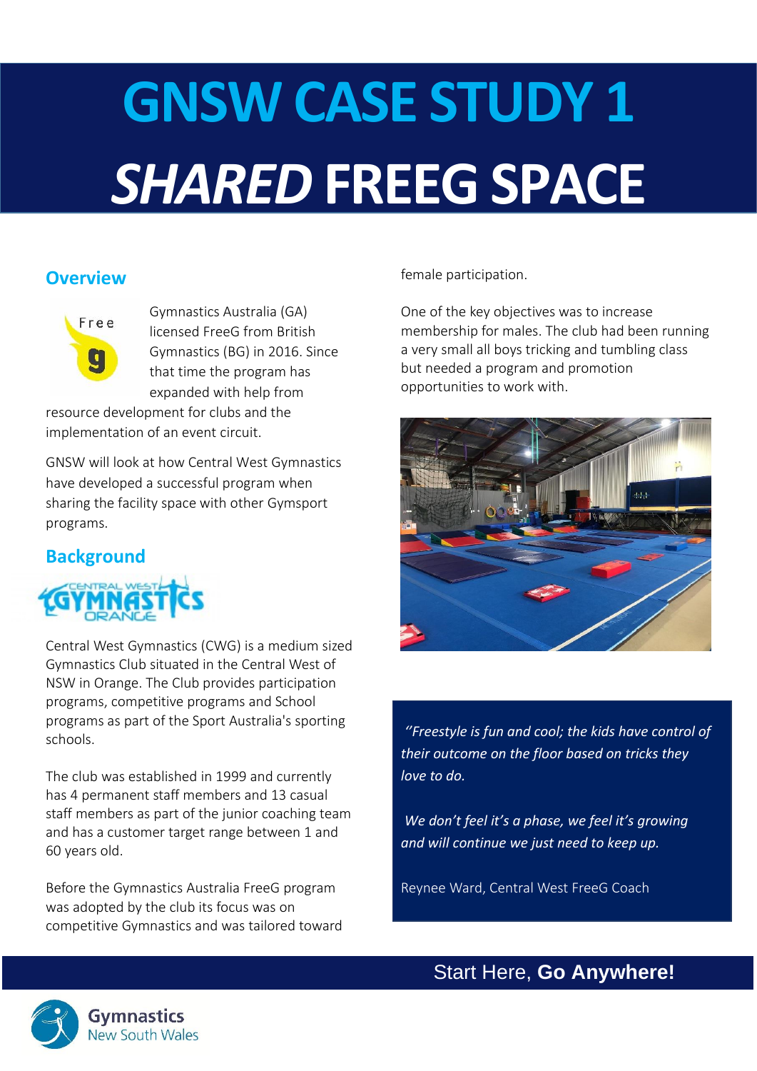# GNSW CASE STUDY 1

# *SHARED* FREEG SPACE

## Overview

Gymnastics Australia (GA) licensed FreeG from British Gymnastics (BG) in 2016. Since that time the program has expanded with help from resource development for clubs and the implementation of an event circuit.

GNSW will look at how Central West Gymnastics have developed a successful program when sharing the facility space with other Gymsport programs.

## Background

Central West Gymnastics (CWG) is a medium sized Gymnastics Club situated in the Central West of NSW in Orange. The Club provides participation programs, competitive programs and School programs as part of the Sport Australia's sporting schools.

The club was established in 1999 and currently has 4 permanent staff members and 13 casual staff members as part of the junior coaching team and has a customer target range between 1 and 60 years old.

Before the Gymnastics Australia FreeG program was adopted by the club its focus was on competitive Gymnastics and was tailored toward female participation.

One of the key objectives was to increase membership for males. The club had been running a very small all boys tricking and tumbling class but needed a program and promotion opportunities to work with.

> *"Freestyle is fun and cool; the kids have control of their outcome on the floor based on tricks they love to do.*
>
> *We don't feel it's a phase, we feel it's growing and will continue we just need to keep up.*
>
> Reynee Ward, Central West FreeG Coach

Start Here, **Go Anywhere!**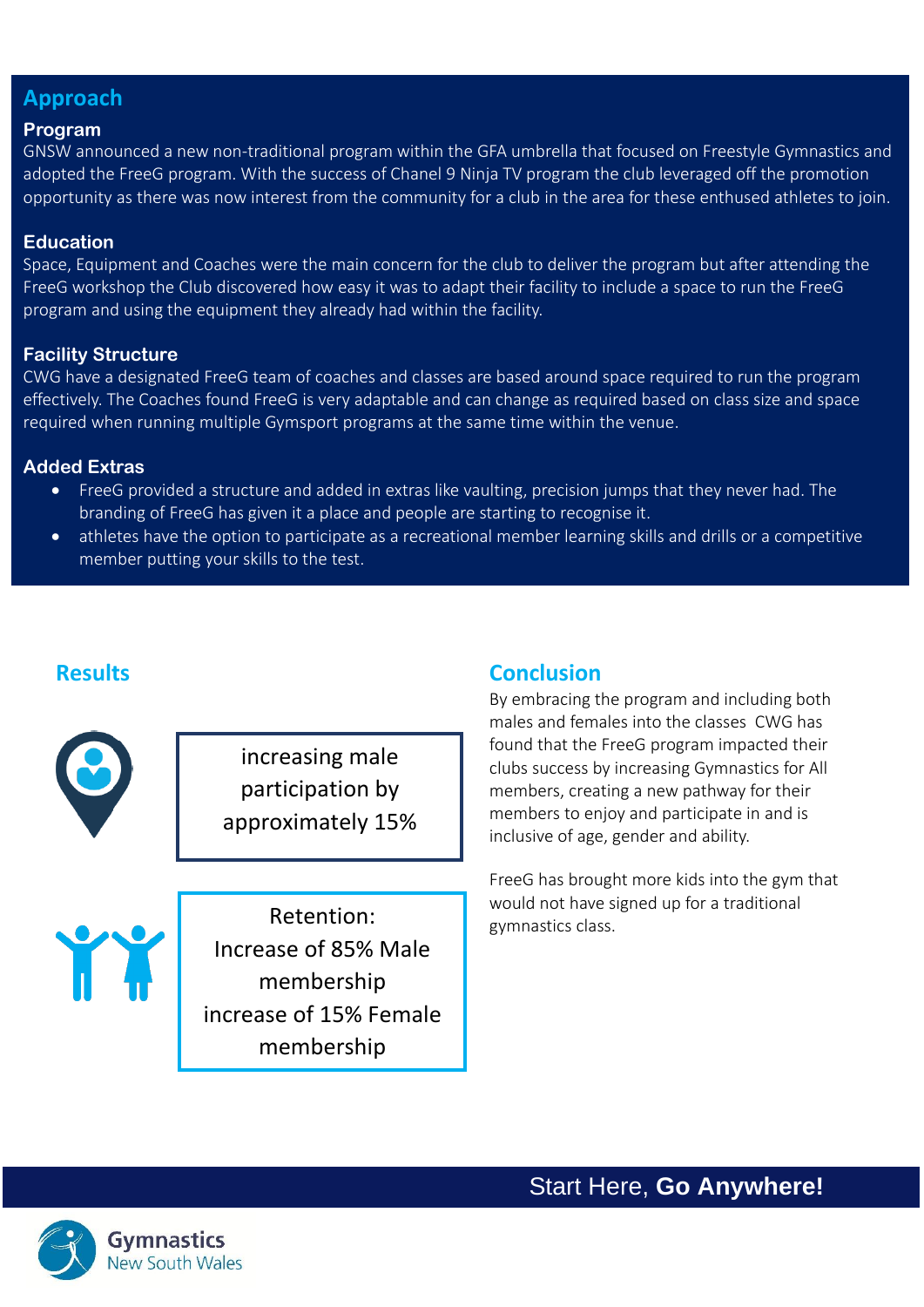## Approach

### Program

GNSW announced a new non-traditional program within the GFA umbrella that focused on Freestyle Gymnastics and adopted the FreeG program. With the success of Chanel 9 Ninja TV program the club leveraged off the promotion opportunity as there was now interest from the community for a club in the area for these enthused athletes to join.

### Education

Space, Equipment and Coaches were the main concern for the club to deliver the program but after attending the FreeG workshop the Club discovered how easy it was to adapt their facility to include a space to run the FreeG program and using the equipment they already had within the facility.

### Facility Structure

CWG have a designated FreeG team of coaches and classes are based around space required to run the program effectively. The Coaches found FreeG is very adaptable and can change as required based on class size and space required when running multiple Gymsport programs at the same time within the venue.

### Added Extras

- FreeG provided a structure and added in extras like vaulting, precision jumps that they never had. The branding of FreeG has given it a place and people are starting to recognise it.
- athletes have the option to participate as a recreational member learning skills and drills or a competitive member putting your skills to the test.

## Results

increasing male participation by approximately 15%

Retention:
Increase of 85% Male membership
increase of 15% Female membership

## Conclusion

By embracing the program and including both males and females into the classes CWG has found that the FreeG program impacted their clubs success by increasing Gymnastics for All members, creating a new pathway for their members to enjoy and participate in and is inclusive of age, gender and ability.

FreeG has brought more kids into the gym that would not have signed up for a traditional gymnastics class.

Start Here, **Go Anywhere!**

Gymnastics New South Wales